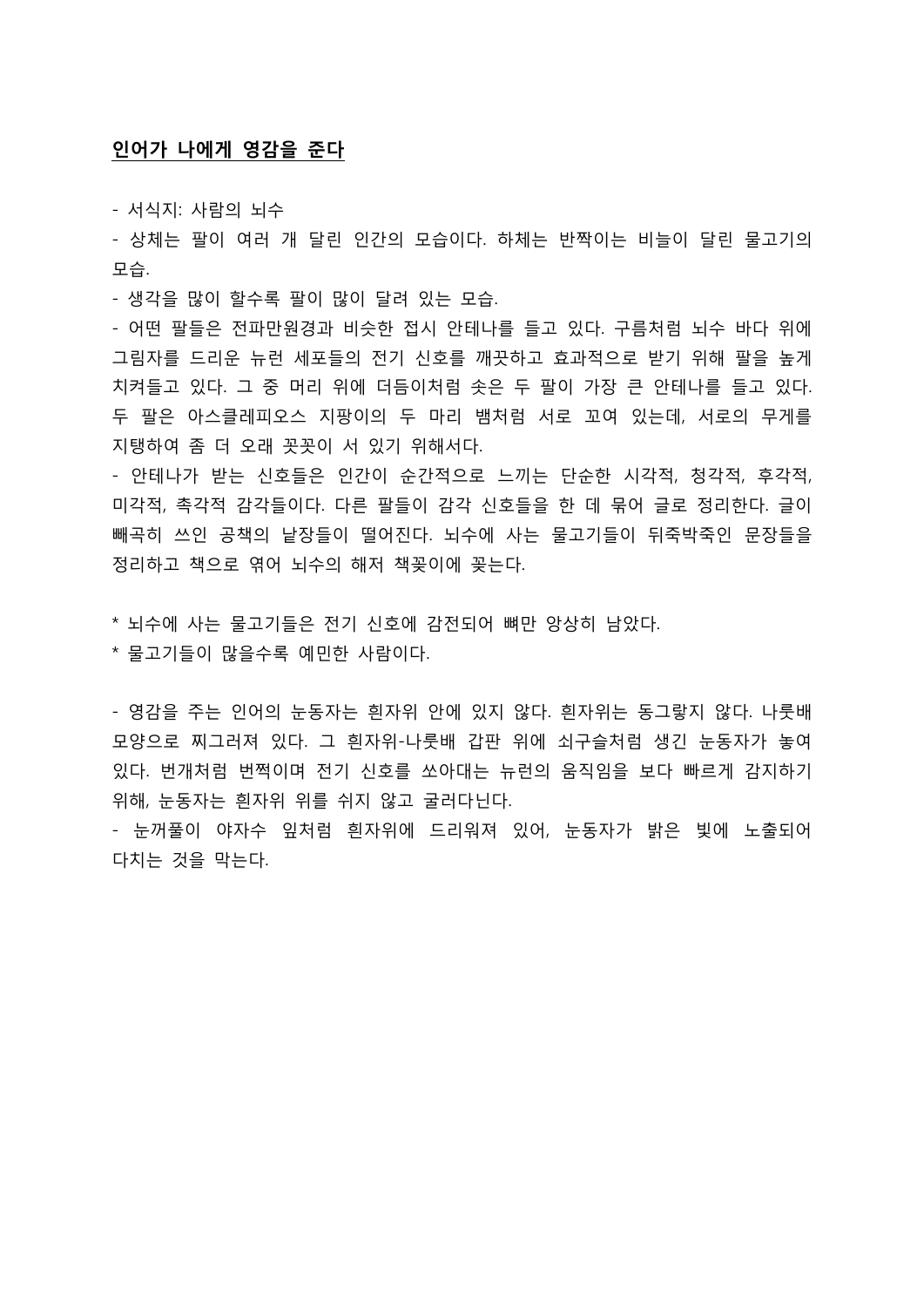**<u>인어가 나에게 영감을 준다</u>**

- 서식지: 사람의 뇌수
- 상체는 팔이 여러 개 달린 인간의 모습이다. 하체는 반짝이는 비늘이 달린 물고기의 모습.
- 생각을 많이 할수록 팔이 많이 달려 있는 모습.
- 어떤 팔들은 전파만원경과 비슷한 접시 안테나를 들고 있다. 구름처럼 뇌수 바다 위에 그림자를 드리운 뉴런 세포들의 전기 신호를 깨끗하고 효과적으로 받기 위해 팔을 높게 치켜들고 있다. 그 중 머리 위에 더듬이처럼 솟은 두 팔이 가장 큰 안테나를 들고 있다. 두 팔은 아스클레피오스 지팡이의 두 마리 뱀처럼 서로 꼬여 있는데, 서로의 무게를 지탱하여 좀 더 오래 꼿꼿이 서 있기 위해서다.
- 안테나가 받는 신호들은 인간이 순간적으로 느끼는 단순한 시각적, 청각적, 후각적, 미각적, 촉각적 감각들이다. 다른 팔들이 감각 신호들을 한 데 묶어 글로 정리한다. 글이 빼곡히 쓰인 공책의 낱장들이 떨어진다. 뇌수에 사는 물고기들이 뒤죽박죽인 문장들을 정리하고 책으로 엮어 뇌수의 해저 책꽂이에 꽂는다.

* 뇌수에 사는 물고기들은 전기 신호에 감전되어 뼈만 앙상히 남았다.
* 물고기들이 많을수록 예민한 사람이다.

- 영감을 주는 인어의 눈동자는 흰자위 안에 있지 않다. 흰자위는 동그랗지 않다. 나룻배 모양으로 찌그러져 있다. 그 흰자위-나룻배 갑판 위에 쇠구슬처럼 생긴 눈동자가 놓여 있다. 번개처럼 번쩍이며 전기 신호를 쏘아대는 뉴런의 움직임을 보다 빠르게 감지하기 위해, 눈동자는 흰자위 위를 쉬지 않고 굴러다닌다.
- 눈꺼풀이 야자수 잎처럼 흰자위에 드리워져 있어, 눈동자가 밝은 빛에 노출되어 다치는 것을 막는다.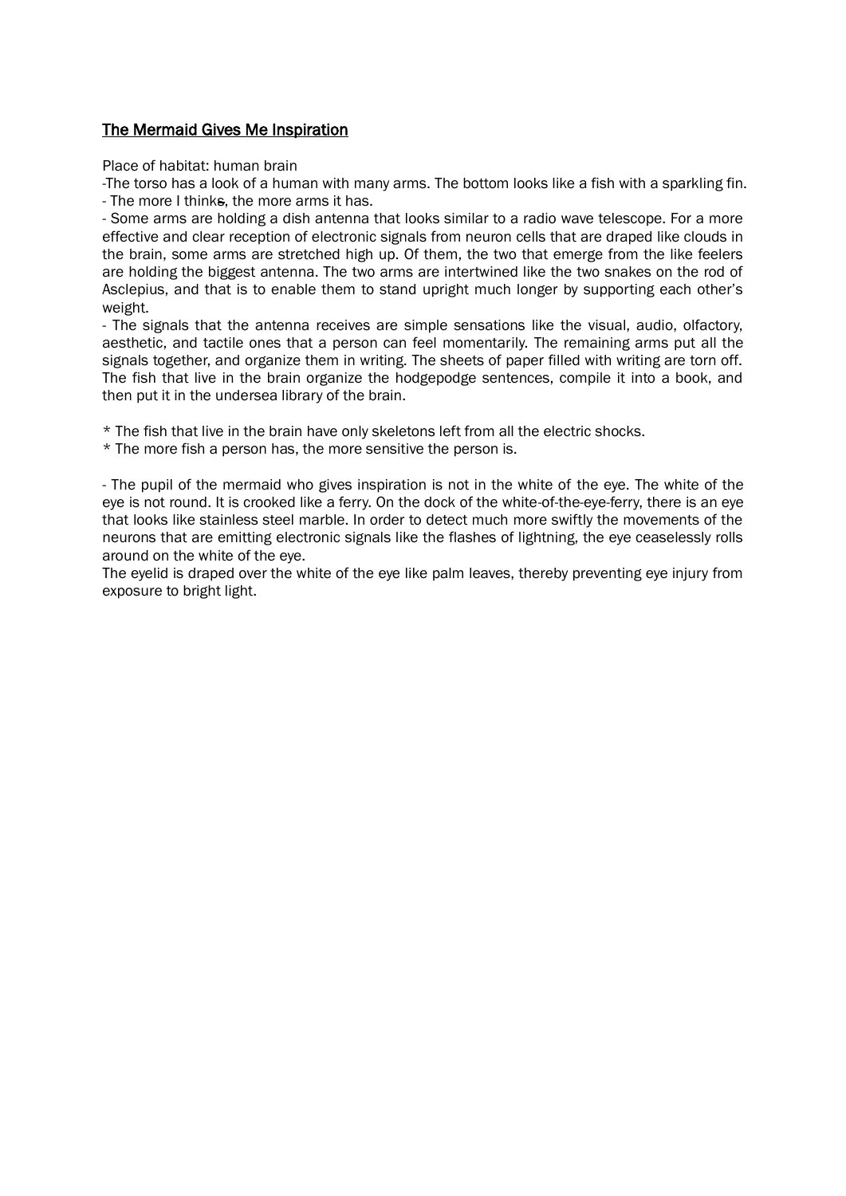<u>The Mermaid Gives Me Inspiration</u>

Place of habitat: human brain

-The torso has a look of a human with many arms. The bottom looks like a fish with a sparkling fin.

- The more I thinks, the more arms it has.

- Some arms are holding a dish antenna that looks similar to a radio wave telescope. For a more effective and clear reception of electronic signals from neuron cells that are draped like clouds in the brain, some arms are stretched high up. Of them, the two that emerge from the like feelers are holding the biggest antenna. The two arms are intertwined like the two snakes on the rod of Asclepius, and that is to enable them to stand upright much longer by supporting each other's weight.

- The signals that the antenna receives are simple sensations like the visual, audio, olfactory, aesthetic, and tactile ones that a person can feel momentarily. The remaining arms put all the signals together, and organize them in writing. The sheets of paper filled with writing are torn off. The fish that live in the brain organize the hodgepodge sentences, compile it into a book, and then put it in the undersea library of the brain.

* The fish that live in the brain have only skeletons left from all the electric shocks.

* The more fish a person has, the more sensitive the person is.

- The pupil of the mermaid who gives inspiration is not in the white of the eye. The white of the eye is not round. It is crooked like a ferry. On the dock of the white-of-the-eye-ferry, there is an eye that looks like stainless steel marble. In order to detect much more swiftly the movements of the neurons that are emitting electronic signals like the flashes of lightning, the eye ceaselessly rolls around on the white of the eye.

The eyelid is draped over the white of the eye like palm leaves, thereby preventing eye injury from exposure to bright light.